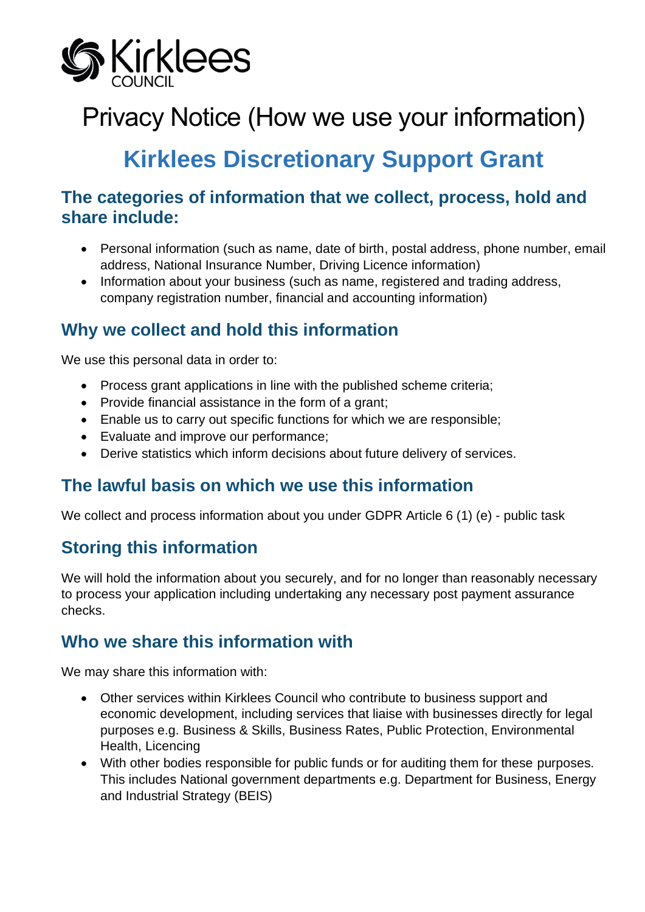Kirklees COUNCIL

# Privacy Notice (How we use your information)

# Kirklees Discretionary Support Grant

## The categories of information that we collect, process, hold and share include:

- Personal information (such as name, date of birth, postal address, phone number, email address, National Insurance Number, Driving Licence information)
- Information about your business (such as name, registered and trading address, company registration number, financial and accounting information)

## Why we collect and hold this information

We use this personal data in order to:

- Process grant applications in line with the published scheme criteria;
- Provide financial assistance in the form of a grant;
- Enable us to carry out specific functions for which we are responsible;
- Evaluate and improve our performance;
- Derive statistics which inform decisions about future delivery of services.

## The lawful basis on which we use this information

We collect and process information about you under GDPR Article 6 (1) (e) - public task

## Storing this information

We will hold the information about you securely, and for no longer than reasonably necessary to process your application including undertaking any necessary post payment assurance checks.

## Who we share this information with

We may share this information with:

- Other services within Kirklees Council who contribute to business support and economic development, including services that liaise with businesses directly for legal purposes e.g. Business & Skills, Business Rates, Public Protection, Environmental Health, Licencing
- With other bodies responsible for public funds or for auditing them for these purposes. This includes National government departments e.g. Department for Business, Energy and Industrial Strategy (BEIS)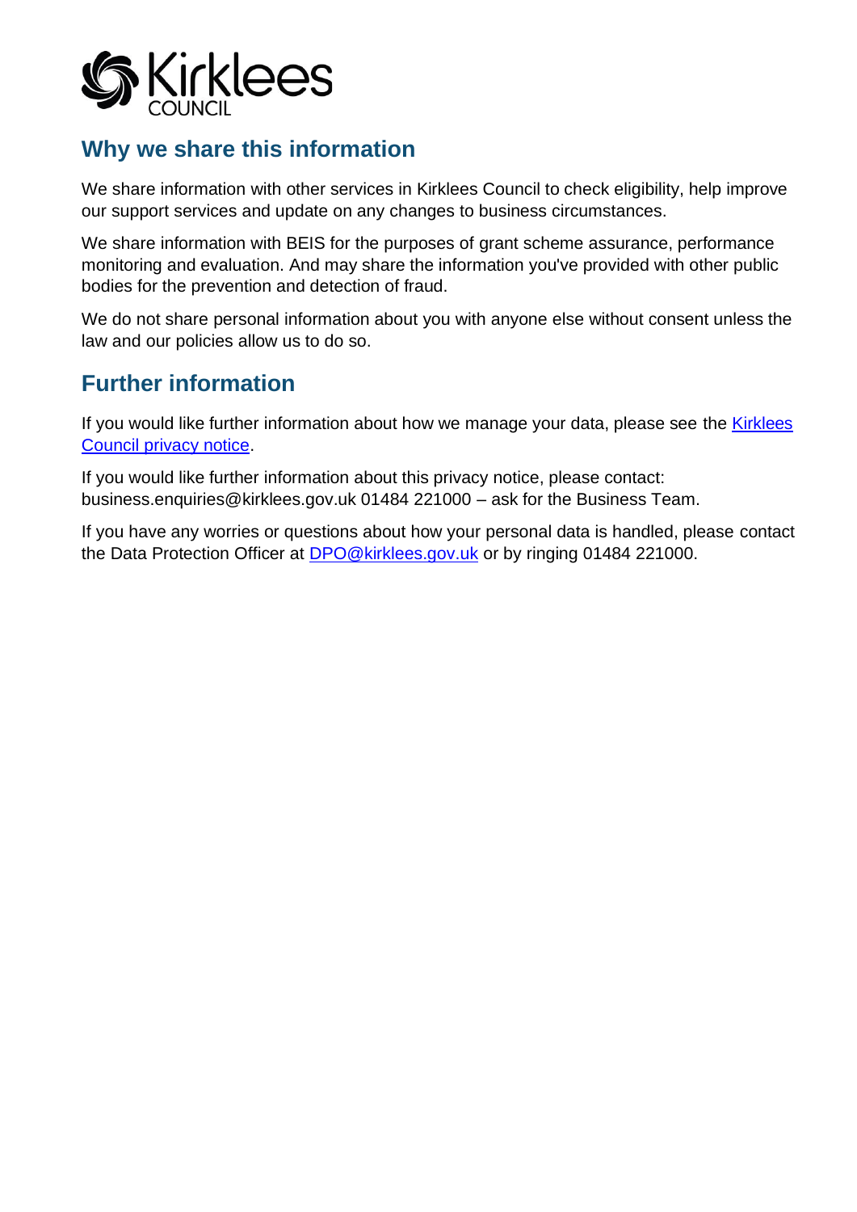## Why we share this information

We share information with other services in Kirklees Council to check eligibility, help improve our support services and update on any changes to business circumstances.

We share information with BEIS for the purposes of grant scheme assurance, performance monitoring and evaluation. And may share the information you've provided with other public bodies for the prevention and detection of fraud.

We do not share personal information about you with anyone else without consent unless the law and our policies allow us to do so.

## Further information

If you would like further information about how we manage your data, please see the Kirklees Council privacy notice.

If you would like further information about this privacy notice, please contact: business.enquiries@kirklees.gov.uk 01484 221000 – ask for the Business Team.

If you have any worries or questions about how your personal data is handled, please contact the Data Protection Officer at DPO@kirklees.gov.uk or by ringing 01484 221000.